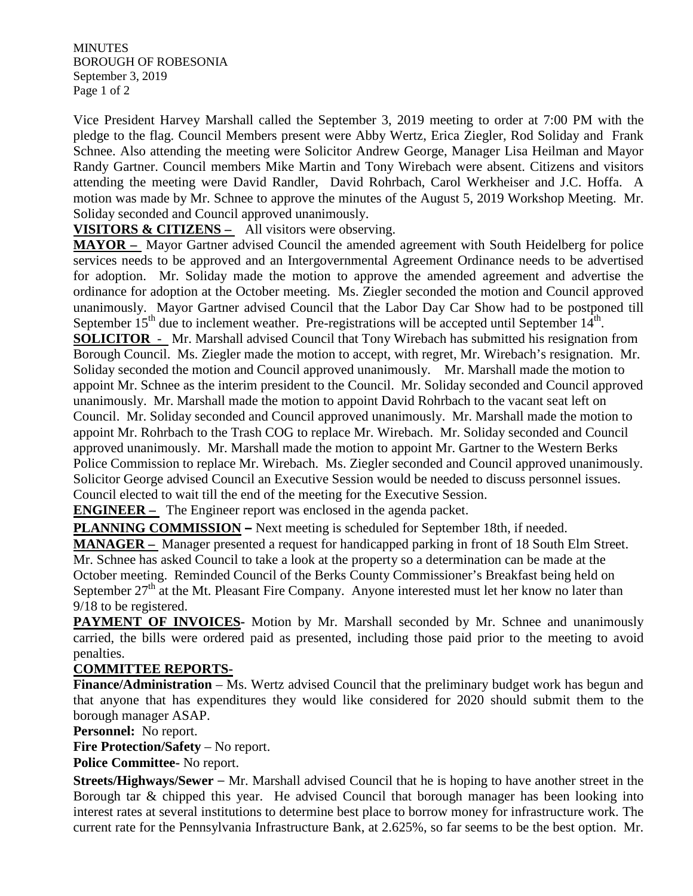MINUTES
BOROUGH OF ROBESONIA
September 3, 2019

Vice President Harvey Marshall called the September 3, 2019 meeting to order at 7:00 PM with the pledge to the flag. Council Members present were Abby Wertz, Erica Ziegler, Rod Soliday and Frank Schnee. Also attending the meeting were Solicitor Andrew George, Manager Lisa Heilman and Mayor Randy Gartner. Council members Mike Martin and Tony Wirebach were absent. Citizens and visitors attending the meeting were David Randler, David Rohrbach, Carol Werkheiser and J.C. Hoffa. A motion was made by Mr. Schnee to approve the minutes of the August 5, 2019 Workshop Meeting. Mr. Soliday seconded and Council approved unanimously.

**VISITORS & CITIZENS –** All visitors were observing.

**MAYOR –** Mayor Gartner advised Council the amended agreement with South Heidelberg for police services needs to be approved and an Intergovernmental Agreement Ordinance needs to be advertised for adoption. Mr. Soliday made the motion to approve the amended agreement and advertise the ordinance for adoption at the October meeting. Ms. Ziegler seconded the motion and Council approved unanimously. Mayor Gartner advised Council that the Labor Day Car Show had to be postponed till September 15th due to inclement weather. Pre-registrations will be accepted until September 14th.

**SOLICITOR -** Mr. Marshall advised Council that Tony Wirebach has submitted his resignation from Borough Council. Ms. Ziegler made the motion to accept, with regret, Mr. Wirebach's resignation. Mr. Soliday seconded the motion and Council approved unanimously. Mr. Marshall made the motion to appoint Mr. Schnee as the interim president to the Council. Mr. Soliday seconded and Council approved unanimously. Mr. Marshall made the motion to appoint David Rohrbach to the vacant seat left on Council. Mr. Soliday seconded and Council approved unanimously. Mr. Marshall made the motion to appoint Mr. Rohrbach to the Trash COG to replace Mr. Wirebach. Mr. Soliday seconded and Council approved unanimously. Mr. Marshall made the motion to appoint Mr. Gartner to the Western Berks Police Commission to replace Mr. Wirebach. Ms. Ziegler seconded and Council approved unanimously. Solicitor George advised Council an Executive Session would be needed to discuss personnel issues. Council elected to wait till the end of the meeting for the Executive Session.

**ENGINEER –** The Engineer report was enclosed in the agenda packet.

**PLANNING COMMISSION –** Next meeting is scheduled for September 18th, if needed.

**MANAGER –** Manager presented a request for handicapped parking in front of 18 South Elm Street. Mr. Schnee has asked Council to take a look at the property so a determination can be made at the October meeting. Reminded Council of the Berks County Commissioner's Breakfast being held on September 27th at the Mt. Pleasant Fire Company. Anyone interested must let her know no later than 9/18 to be registered.

**PAYMENT OF INVOICES-** Motion by Mr. Marshall seconded by Mr. Schnee and unanimously carried, the bills were ordered paid as presented, including those paid prior to the meeting to avoid penalties.

**COMMITTEE REPORTS-**

**Finance/Administration** – Ms. Wertz advised Council that the preliminary budget work has begun and that anyone that has expenditures they would like considered for 2020 should submit them to the borough manager ASAP.

**Personnel:** No report.

**Fire Protection/Safety** – No report.

**Police Committee-** No report.

**Streets/Highways/Sewer** – Mr. Marshall advised Council that he is hoping to have another street in the Borough tar & chipped this year. He advised Council that borough manager has been looking into interest rates at several institutions to determine best place to borrow money for infrastructure work. The current rate for the Pennsylvania Infrastructure Bank, at 2.625%, so far seems to be the best option. Mr.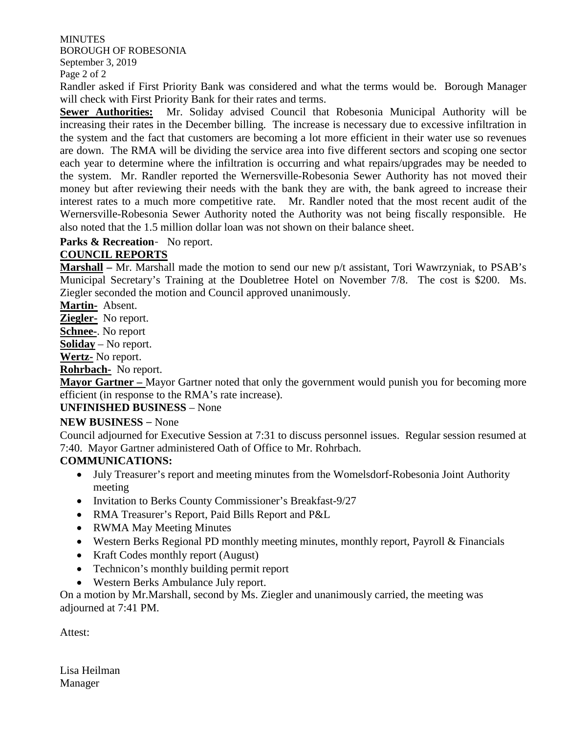Randler asked if First Priority Bank was considered and what the terms would be. Borough Manager will check with First Priority Bank for their rates and terms.

**Sewer Authorities:** Mr. Soliday advised Council that Robesonia Municipal Authority will be increasing their rates in the December billing. The increase is necessary due to excessive infiltration in the system and the fact that customers are becoming a lot more efficient in their water use so revenues are down. The RMA will be dividing the service area into five different sectors and scoping one sector each year to determine where the infiltration is occurring and what repairs/upgrades may be needed to the system. Mr. Randler reported the Wernersville-Robesonia Sewer Authority has not moved their money but after reviewing their needs with the bank they are with, the bank agreed to increase their interest rates to a much more competitive rate. Mr. Randler noted that the most recent audit of the Wernersville-Robesonia Sewer Authority noted the Authority was not being fiscally responsible. He also noted that the 1.5 million dollar loan was not shown on their balance sheet.

**Parks & Recreation**- No report.

**COUNCIL REPORTS**

**Marshall –** Mr. Marshall made the motion to send our new p/t assistant, Tori Wawrzyniak, to PSAB's Municipal Secretary's Training at the Doubletree Hotel on November 7/8. The cost is $200. Ms. Ziegler seconded the motion and Council approved unanimously.

**Martin-** Absent.

**Ziegler-** No report.

**Schnee-**. No report

**Soliday** – No report.

**Wertz-** No report.

**Rohrbach-** No report.

**Mayor Gartner –** Mayor Gartner noted that only the government would punish you for becoming more efficient (in response to the RMA's rate increase).

**UNFINISHED BUSINESS** – None

**NEW BUSINESS** – None

Council adjourned for Executive Session at 7:31 to discuss personnel issues. Regular session resumed at 7:40. Mayor Gartner administered Oath of Office to Mr. Rohrbach.

**COMMUNICATIONS:**

- July Treasurer's report and meeting minutes from the Womelsdorf-Robesonia Joint Authority meeting
- Invitation to Berks County Commissioner's Breakfast-9/27
- RMA Treasurer's Report, Paid Bills Report and P&L
- RWMA May Meeting Minutes
- Western Berks Regional PD monthly meeting minutes, monthly report, Payroll & Financials
- Kraft Codes monthly report (August)
- Technicon's monthly building permit report
- Western Berks Ambulance July report.

On a motion by Mr.Marshall, second by Ms. Ziegler and unanimously carried, the meeting was adjourned at 7:41 PM.

Attest:

Lisa Heilman
Manager